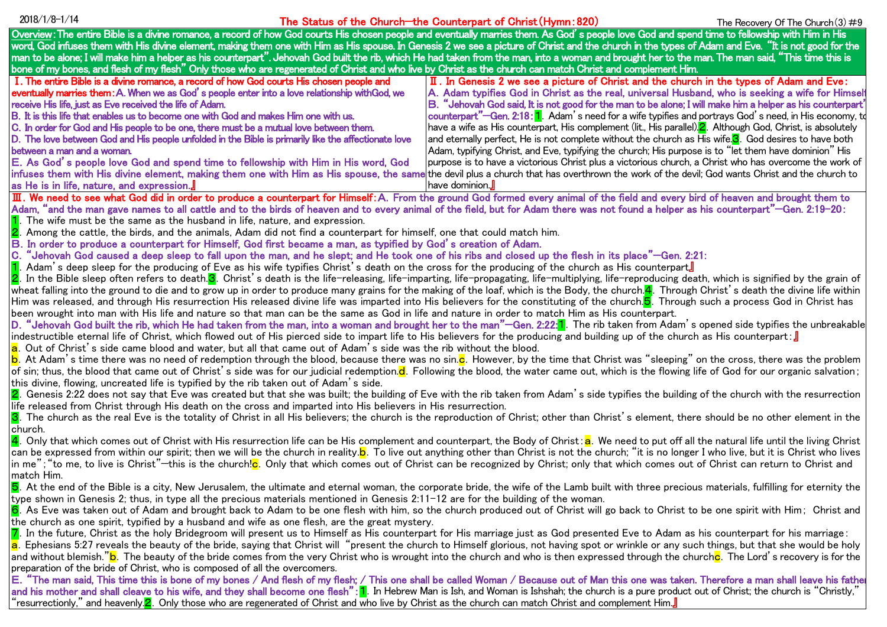2018/1/8-1/14

# The Status of the Church—the Counterpart of Christ (Hymn: 820)

The Recovery Of The Church (3) #9

**Overview: The entire Bible is a divine romance, a record of how God courts His chosen people and eventually marries them. As God's people love God and spend time to fellowship with Him in His word, God infuses them with His divine element, making them one with Him as His spouse. In Genesis 2 we see a picture of Christ and the church in the types of Adam and Eve. "It is not good for the man to be alone; I will make him a helper as his counterpart". Jehovah God built the rib, which He had taken from the man, into a woman and brought her to the man. The man said, "This time this is bone of my bones, and flesh of my flesh" Only those who are regenerated of Christ and who live by Christ as the church can match Christ and complement Him.**

**Ⅰ. The entire Bible is a divine romance, a record of how God courts His chosen people and eventually marries them: A. When we as God's people enter into a love relationship withGod, we receive His life, just as Eve received the life of Adam.**

**B. It is this life that enables us to become one with God and makes Him one with us.**

**C. In order for God and His people to be one, there must be a mutual love between them.**

**D. The love between God and His people unfolded in the Bible is primarily like the affectionate love between a man and a woman.**

**E. As God's people love God and spend time to fellowship with Him in His word, God infuses them with His divine element, making them one with Him as His spouse, the same as He is in life, nature, and expression.』**

**Ⅱ. In Genesis 2 we see a picture of Christ and the church in the types of Adam and Eve:**

**A. Adam typifies God in Christ as the real, universal Husband, who is seeking a wife for Himself**

**B. "Jehovah God said, It is not good for the man to be alone; I will make him a helper as his counterpart" counterpart"—Gen. 2:18:** 1. Adam's need for a wife typifies and portrays God's need, in His economy, to have a wife as His counterpart, His complement (lit., His parallel). 2. Although God, Christ, is absolutely and eternally perfect, He is not complete without the church as His wife. 3. God desires to have both Adam, typifying Christ, and Eve, typifying the church; His purpose is to "let them have dominion" His purpose is to have a victorious Christ plus a victorious church, a Christ who has overcome the work of the devil plus a church that has overthrown the work of the devil; God wants Christ and the church to have dominion.』

**Ⅲ. We need to see what God did in order to produce a counterpart for Himself: A. From the ground God formed every animal of the field and every bird of heaven and brought them to Adam, "and the man gave names to all cattle and to the birds of heaven and to every animal of the field, but for Adam there was not found a helper as his counterpart"—Gen. 2:19-20:**

1. The wife must be the same as the husband in life, nature, and expression.
2. Among the cattle, the birds, and the animals, Adam did not find a counterpart for himself, one that could match him.

**B. In order to produce a counterpart for Himself, God first became a man, as typified by God's creation of Adam.**

**C. "Jehovah God caused a deep sleep to fall upon the man, and he slept; and He took one of his ribs and closed up the flesh in its place"—Gen. 2:21:**

1. Adam's deep sleep for the producing of Eve as his wife typifies Christ's death on the cross for the producing of the church as His counterpart.』
2. In the Bible sleep often refers to death. 3. Christ's death is the life-releasing, life-imparting, life-propagating, life-multiplying, life-reproducing death, which is signified by the grain of wheat falling into the ground to die and to grow up in order to produce many grains for the making of the loaf, which is the Body, the church. 4. Through Christ's death the divine life within Him was released, and through His resurrection His released divine life was imparted into His believers for the constituting of the church. 5. Through such a process God in Christ has been wrought into man with His life and nature so that man can be the same as God in life and nature in order to match Him as His counterpart.

**D. "Jehovah God built the rib, which He had taken from the man, into a woman and brought her to the man"—Gen. 2:22:** 1. The rib taken from Adam's opened side typifies the unbreakable indestructible eternal life of Christ, which flowed out of His pierced side to impart life to His believers for the producing and building up of the church as His counterpart:』

a. Out of Christ's side came blood and water, but all that came out of Adam's side was the rib without the blood.

b. At Adam's time there was no need of redemption through the blood, because there was no sin. c. However, by the time that Christ was "sleeping" on the cross, there was the problem of sin; thus, the blood that came out of Christ's side was for our judicial redemption. d. Following the blood, the water came out, which is the flowing life of God for our organic salvation; this divine, flowing, uncreated life is typified by the rib taken out of Adam's side.

2. Genesis 2:22 does not say that Eve was created but that she was built; the building of Eve with the rib taken from Adam's side typifies the building of the church with the resurrection life released from Christ through His death on the cross and imparted into His believers in His resurrection.
3. The church as the real Eve is the totality of Christ in all His believers; the church is the reproduction of Christ; other than Christ's element, there should be no other element in the church.
4. Only that which comes out of Christ with His resurrection life can be His complement and counterpart, the Body of Christ: a. We need to put off all the natural life until the living Christ can be expressed from within our spirit; then we will be the church in reality. b. To live out anything other than Christ is not the church; "it is no longer I who live, but it is Christ who lives in me"; "to me, to live is Christ"—this is the church! c. Only that which comes out of Christ can be recognized by Christ; only that which comes out of Christ can return to Christ and match Him.
5. At the end of the Bible is a city, New Jerusalem, the ultimate and eternal woman, the corporate bride, the wife of the Lamb built with three precious materials, fulfilling for eternity the type shown in Genesis 2; thus, in type all the precious materials mentioned in Genesis 2:11-12 are for the building of the woman.
6. As Eve was taken out of Adam and brought back to Adam to be one flesh with him, so the church produced out of Christ will go back to Christ to be one spirit with Him; Christ and the church as one spirit, typified by a husband and wife as one flesh, are the great mystery.
7. In the future, Christ as the holy Bridegroom will present us to Himself as His counterpart for His marriage just as God presented Eve to Adam as his counterpart for his marriage:

a. Ephesians 5:27 reveals the beauty of the bride, saying that Christ will "present the church to Himself glorious, not having spot or wrinkle or any such things, but that she would be holy and without blemish." b. The beauty of the bride comes from the very Christ who is wrought into the church and who is then expressed through the church c. The Lord's recovery is for the preparation of the bride of Christ, who is composed of all the overcomers.

**E. "The man said, This time this is bone of my bones / And flesh of my flesh; / This one shall be called Woman / Because out of Man this one was taken. Therefore a man shall leave his father and his mother and shall cleave to his wife, and they shall become one flesh":** 1. In Hebrew Man is Ish, and Woman is Ishshah; the church is a pure product out of Christ; the church is "Christly," "resurrectionly," and heavenly. 2. Only those who are regenerated of Christ and who live by Christ as the church can match Christ and complement Him.』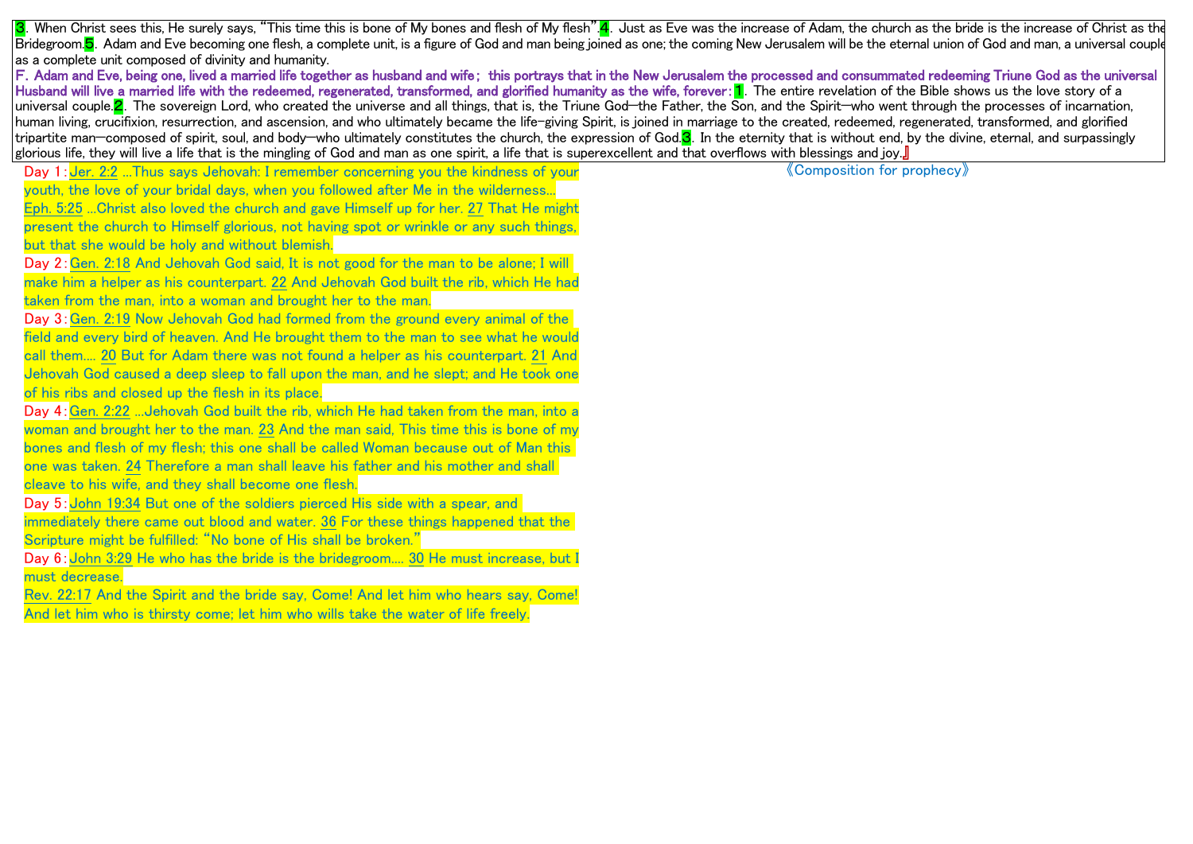3. When Christ sees this, He surely says, "This time this is bone of My bones and flesh of My flesh". 4. Just as Eve was the increase of Adam, the church as the bride is the increase of Christ as the Bridegroom. 5. Adam and Eve becoming one flesh, a complete unit, is a figure of God and man being joined as one; the coming New Jerusalem will be the eternal union of God and man, a universal couple as a complete unit composed of divinity and humanity.

**F. Adam and Eve, being one, lived a married life together as husband and wife; this portrays that in the New Jerusalem the processed and consummated redeeming Triune God as the universal Husband will live a married life with the redeemed, regenerated, transformed, and glorified humanity as the wife, forever:** 1. The entire revelation of the Bible shows us the love story of a universal couple. 2. The sovereign Lord, who created the universe and all things, that is, the Triune God—the Father, the Son, and the Spirit—who went through the processes of incarnation, human living, crucifixion, resurrection, and ascension, and who ultimately became the life-giving Spirit, is joined in marriage to the created, redeemed, regenerated, transformed, and glorified tripartite man—composed of spirit, soul, and body—who ultimately constitutes the church, the expression of God. 3. In the eternity that is without end, by the divine, eternal, and surpassingly glorious life, they will live a life that is the mingling of God and man as one spirit, a life that is superexcellent and that overflows with blessings and joy.』

《Composition for prophecy》

Day 1: Jer. 2:2 ...Thus says Jehovah: I remember concerning you the kindness of your youth, the love of your bridal days, when you followed after Me in the wilderness... Eph. 5:25 ...Christ also loved the church and gave Himself up for her. 27 That He might present the church to Himself glorious, not having spot or wrinkle or any such things, but that she would be holy and without blemish.

Day 2: Gen. 2:18 And Jehovah God said, It is not good for the man to be alone; I will make him a helper as his counterpart. 22 And Jehovah God built the rib, which He had taken from the man, into a woman and brought her to the man.

Day 3: Gen. 2:19 Now Jehovah God had formed from the ground every animal of the field and every bird of heaven. And He brought them to the man to see what he would call them.... 20 But for Adam there was not found a helper as his counterpart. 21 And Jehovah God caused a deep sleep to fall upon the man, and he slept; and He took one of his ribs and closed up the flesh in its place.

Day 4: Gen. 2:22 ...Jehovah God built the rib, which He had taken from the man, into a woman and brought her to the man. 23 And the man said, This time this is bone of my bones and flesh of my flesh; this one shall be called Woman because out of Man this one was taken. 24 Therefore a man shall leave his father and his mother and shall cleave to his wife, and they shall become one flesh.

Day 5: John 19:34 But one of the soldiers pierced His side with a spear, and immediately there came out blood and water. 36 For these things happened that the Scripture might be fulfilled: "No bone of His shall be broken."

Day 6: John 3:29 He who has the bride is the bridegroom.... 30 He must increase, but I must decrease.
Rev. 22:17 And the Spirit and the bride say, Come! And let him who hears say, Come! And let him who is thirsty come; let him who wills take the water of life freely.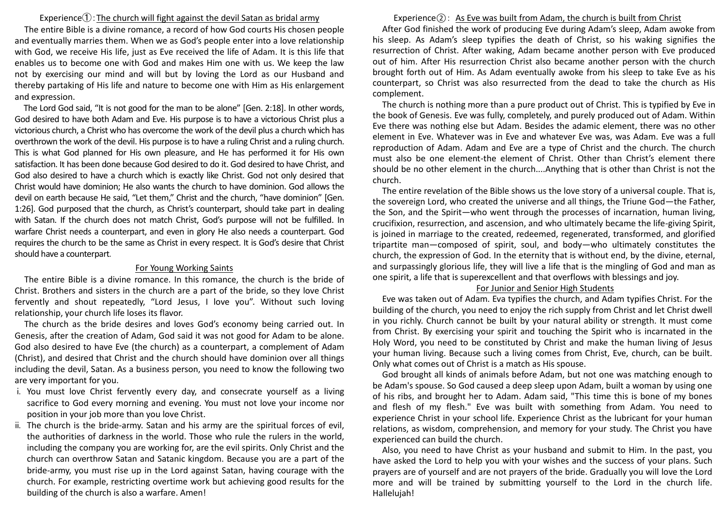## Experience①：The church will fight against the devil Satan as bridal army

The entire Bible is a divine romance, a record of how God courts His chosen people and eventually marries them. When we as God's people enter into a love relationship with God, we receive His life, just as Eve received the life of Adam. It is this life that enables us to become one with God and makes Him one with us. We keep the law not by exercising our mind and will but by loving the Lord as our Husband and thereby partaking of His life and nature to become one with Him as His enlargement and expression.

The Lord God said, "It is not good for the man to be alone" [Gen. 2:18]. In other words, God desired to have both Adam and Eve. His purpose is to have a victorious Christ plus a victorious church, a Christ who has overcome the work of the devil plus a church which has overthrown the work of the devil. His purpose is to have a ruling Christ and a ruling church. This is what God planned for His own pleasure, and He has performed it for His own satisfaction. It has been done because God desired to do it. God desired to have Christ, and God also desired to have a church which is exactly like Christ. God not only desired that Christ would have dominion; He also wants the church to have dominion. God allows the devil on earth because He said, "Let them," Christ and the church, "have dominion" [Gen. 1:26]. God purposed that the church, as Christ's counterpart, should take part in dealing with Satan. If the church does not match Christ, God's purpose will not be fulfilled. In warfare Christ needs a counterpart, and even in glory He also needs a counterpart. God requires the church to be the same as Christ in every respect. It is God's desire that Christ should have a counterpart.

### For Young Working Saints

The entire Bible is a divine romance. In this romance, the church is the bride of Christ. Brothers and sisters in the church are a part of the bride, so they love Christ fervently and shout repeatedly, "Lord Jesus, I love you". Without such loving relationship, your church life loses its flavor.

The church as the bride desires and loves God's economy being carried out. In Genesis, after the creation of Adam, God said it was not good for Adam to be alone. God also desired to have Eve (the church) as a counterpart, a complement of Adam (Christ), and desired that Christ and the church should have dominion over all things including the devil, Satan. As a business person, you need to know the following two are very important for you.

i. You must love Christ fervently every day, and consecrate yourself as a living sacrifice to God every morning and evening. You must not love your income nor position in your job more than you love Christ.
ii. The church is the bride-army. Satan and his army are the spiritual forces of evil, the authorities of darkness in the world. Those who rule the rulers in the world, including the company you are working for, are the evil spirits. Only Christ and the church can overthrow Satan and Satanic kingdom. Because you are a part of the bride-army, you must rise up in the Lord against Satan, having courage with the church. For example, restricting overtime work but achieving good results for the building of the church is also a warfare. Amen!

## Experience②： As Eve was built from Adam, the church is built from Christ

After God finished the work of producing Eve during Adam's sleep, Adam awoke from his sleep. As Adam's sleep typifies the death of Christ, so his waking signifies the resurrection of Christ. After waking, Adam became another person with Eve produced out of him. After His resurrection Christ also became another person with the church brought forth out of Him. As Adam eventually awoke from his sleep to take Eve as his counterpart, so Christ was also resurrected from the dead to take the church as His complement.

The church is nothing more than a pure product out of Christ. This is typified by Eve in the book of Genesis. Eve was fully, completely, and purely produced out of Adam. Within Eve there was nothing else but Adam. Besides the adamic element, there was no other element in Eve. Whatever was in Eve and whatever Eve was, was Adam. Eve was a full reproduction of Adam. Adam and Eve are a type of Christ and the church. The church must also be one element-the element of Christ. Other than Christ's element there should be no other element in the church....Anything that is other than Christ is not the church.

The entire revelation of the Bible shows us the love story of a universal couple. That is, the sovereign Lord, who created the universe and all things, the Triune God—the Father, the Son, and the Spirit—who went through the processes of incarnation, human living, crucifixion, resurrection, and ascension, and who ultimately became the life-giving Spirit, is joined in marriage to the created, redeemed, regenerated, transformed, and glorified tripartite man—composed of spirit, soul, and body—who ultimately constitutes the church, the expression of God. In the eternity that is without end, by the divine, eternal, and surpassingly glorious life, they will live a life that is the mingling of God and man as one spirit, a life that is superexcellent and that overflows with blessings and joy.

### For Junior and Senior High Students

Eve was taken out of Adam. Eva typifies the church, and Adam typifies Christ. For the building of the church, you need to enjoy the rich supply from Christ and let Christ dwell in you richly. Church cannot be built by your natural ability or strength. It must come from Christ. By exercising your spirit and touching the Spirit who is incarnated in the Holy Word, you need to be constituted by Christ and make the human living of Jesus your human living. Because such a living comes from Christ, Eve, church, can be built. Only what comes out of Christ is a match as His spouse.

God brought all kinds of animals before Adam, but not one was matching enough to be Adam's spouse. So God caused a deep sleep upon Adam, built a woman by using one of his ribs, and brought her to Adam. Adam said, "This time this is bone of my bones and flesh of my flesh." Eve was built with something from Adam. You need to experience Christ in your school life. Experience Christ as the lubricant for your human relations, as wisdom, comprehension, and memory for your study. The Christ you have experienced can build the church.

Also, you need to have Christ as your husband and submit to Him. In the past, you have asked the Lord to help you with your wishes and the success of your plans. Such prayers are of yourself and are not prayers of the bride. Gradually you will love the Lord more and will be trained by submitting yourself to the Lord in the church life. Hallelujah!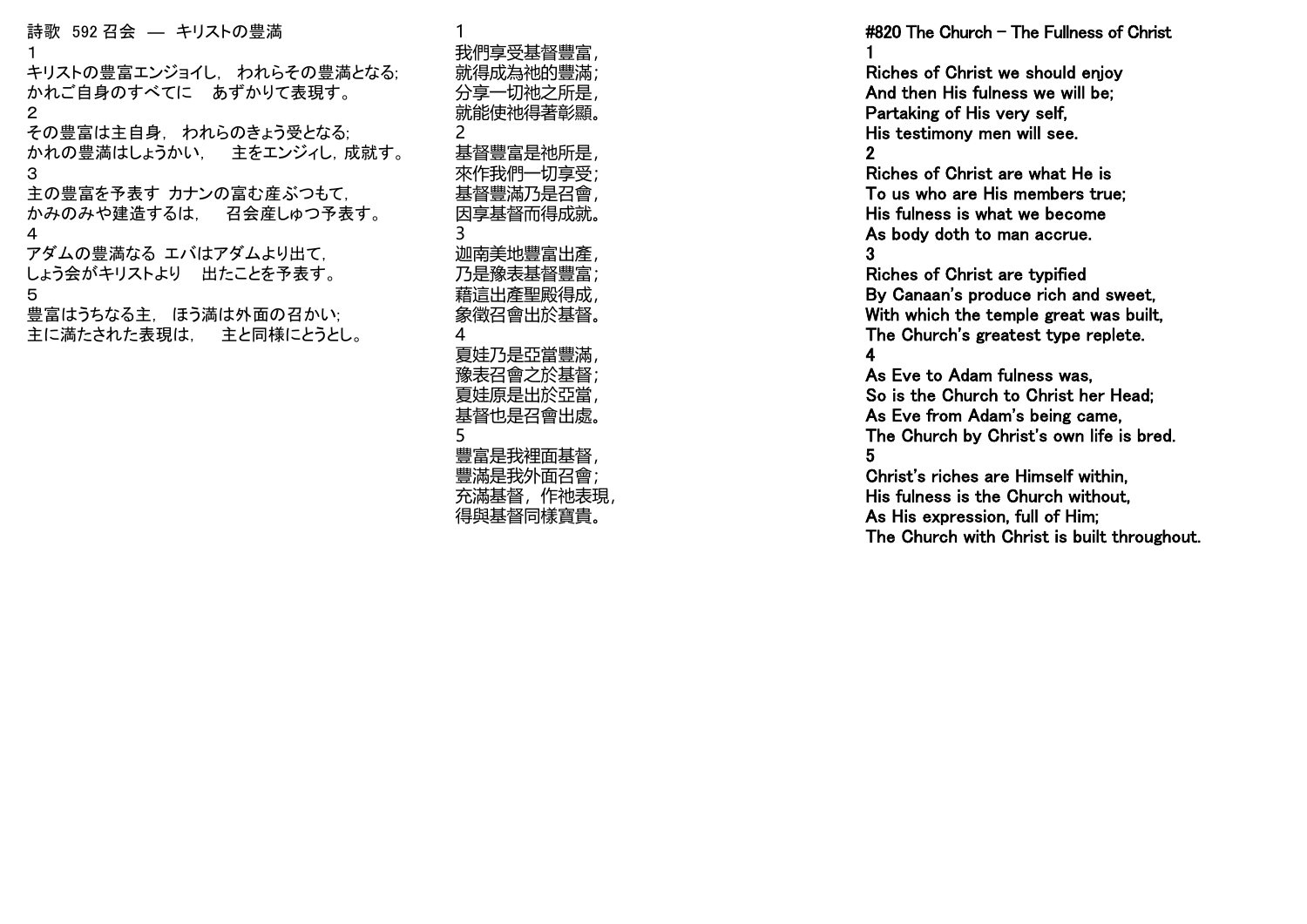詩歌　592 召会　―　キリストの豊満

1

キリストの豊富エンジョイし，　われらその豊満となる;

かれご自身のすべてに　あずかりて表現す。

2

その豊富は主自身，　われらのきょう受となる;

かれの豊満はしょうかい，　主をエンジィし，成就す。

3

主の豊富を予表す カナンの富む産ぶつもて，

かみのみや建造するは，　召会産しゅつ予表す。

4

アダムの豊満なる エバはアダムより出て，

しょう会がキリストより　出たことを予表す。

5

豊富はうちなる主，　ほう満は外面の召かい;

主に満たされた表現は，　主と同様にとうとし。

1

我們享受基督豐富，

就得成為祂的豐滿；

分享一切祂之所是，

就能使祂得著彰顯。

2

基督豐富是祂所是，

來作我們一切享受；

基督豐滿乃是召會，

因享基督而得成就。

3

迦南美地豐富出產，

乃是豫表基督豐富；

藉這出產聖殿得成，

象徵召會出於基督。

4

夏娃乃是亞當豐滿，

豫表召會之於基督；

夏娃原是出於亞當，

基督也是召會出處。

5

豐富是我裡面基督，

豐滿是我外面召會；

充滿基督，作祂表現，

得與基督同樣寶貴。

**#820 The Church – The Fullness of Christ**

**1**

**Riches of Christ we should enjoy**
**And then His fulness we will be;**
**Partaking of His very self,**
**His testimony men will see.**

**2**

**Riches of Christ are what He is**
**To us who are His members true;**
**His fulness is what we become**
**As body doth to man accrue.**

**3**

**Riches of Christ are typified**
**By Canaan's produce rich and sweet,**
**With which the temple great was built,**
**The Church's greatest type replete.**

**4**

**As Eve to Adam fulness was,**
**So is the Church to Christ her Head;**
**As Eve from Adam's being came,**
**The Church by Christ's own life is bred.**

**5**

**Christ's riches are Himself within,**
**His fulness is the Church without,**
**As His expression, full of Him;**
**The Church with Christ is built throughout.**